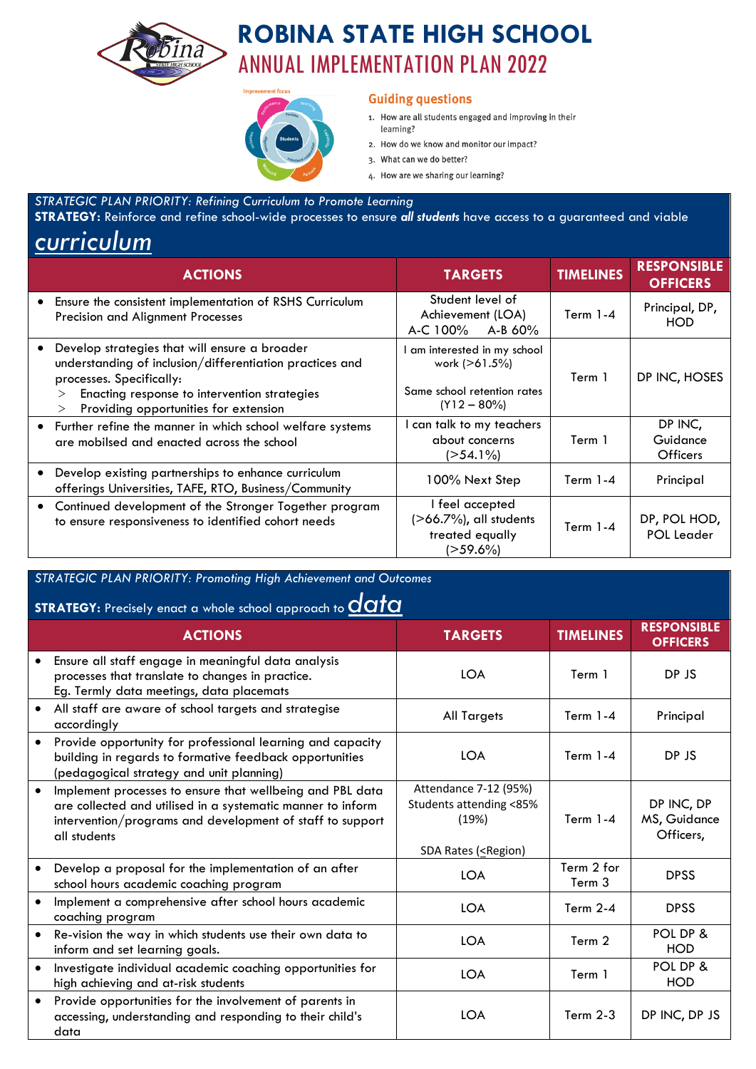# ROBINA STATE HIGH SCHOOL

## ANNUAL IMPLEMENTATION PLAN 2022

### Guiding questions

1. How are all students engaged and improving in their learning?
2. How do we know and monitor our impact?
3. What can we do better?
4. How are we sharing our learning?

*STRATEGIC PLAN PRIORITY: Refining Curriculum to Promote Learning*

**STRATEGY:** Reinforce and refine school-wide processes to ensure ***all students*** have access to a guaranteed and viable *curriculum*

| ACTIONS | TARGETS | TIMELINES | RESPONSIBLE OFFICERS |
|---|---|---|---|
| • Ensure the consistent implementation of RSHS Curriculum Precision and Alignment Processes | Student level of Achievement (LOA) A-C 100% A-B 60% | Term 1-4 | Principal, DP, HOD |
| • Develop strategies that will ensure a broader understanding of inclusion/differentiation practices and processes. Specifically: > Enacting response to intervention strategies > Providing opportunities for extension | I am interested in my school work (>61.5%) Same school retention rates (Y12 – 80%) | Term 1 | DP INC, HOSES |
| • Further refine the manner in which school welfare systems are mobilsed and enacted across the school | I can talk to my teachers about concerns (>54.1%) | Term 1 | DP INC, Guidance Officers |
| • Develop existing partnerships to enhance curriculum offerings Universities, TAFE, RTO, Business/Community | 100% Next Step | Term 1-4 | Principal |
| • Continued development of the Stronger Together program to ensure responsiveness to identified cohort needs | I feel accepted (>66.7%), all students treated equally (>59.6%) | Term 1-4 | DP, POL HOD, POL Leader |

*STRATEGIC PLAN PRIORITY: Promoting High Achievement and Outcomes*

**STRATEGY:** Precisely enact a whole school approach to *data*

| ACTIONS | TARGETS | TIMELINES | RESPONSIBLE OFFICERS |
|---|---|---|---|
| • Ensure all staff engage in meaningful data analysis processes that translate to changes in practice. Eg. Termly data meetings, data placemats | LOA | Term 1 | DP JS |
| • All staff are aware of school targets and strategise accordingly | All Targets | Term 1-4 | Principal |
| • Provide opportunity for professional learning and capacity building in regards to formative feedback opportunities (pedagogical strategy and unit planning) | LOA | Term 1-4 | DP JS |
| • Implement processes to ensure that wellbeing and PBL data are collected and utilised in a systematic manner to inform intervention/programs and development of staff to support all students | Attendance 7-12 (95%) Students attending <85% (19%) SDA Rates (≤Region) | Term 1-4 | DP INC, DP MS, Guidance Officers, |
| • Develop a proposal for the implementation of an after school hours academic coaching program | LOA | Term 2 for Term 3 | DPSS |
| • Implement a comprehensive after school hours academic coaching program | LOA | Term 2-4 | DPSS |
| • Re-vision the way in which students use their own data to inform and set learning goals. | LOA | Term 2 | POL DP & HOD |
| • Investigate individual academic coaching opportunities for high achieving and at-risk students | LOA | Term 1 | POL DP & HOD |
| • Provide opportunities for the involvement of parents in accessing, understanding and responding to their child's data | LOA | Term 2-3 | DP INC, DP JS |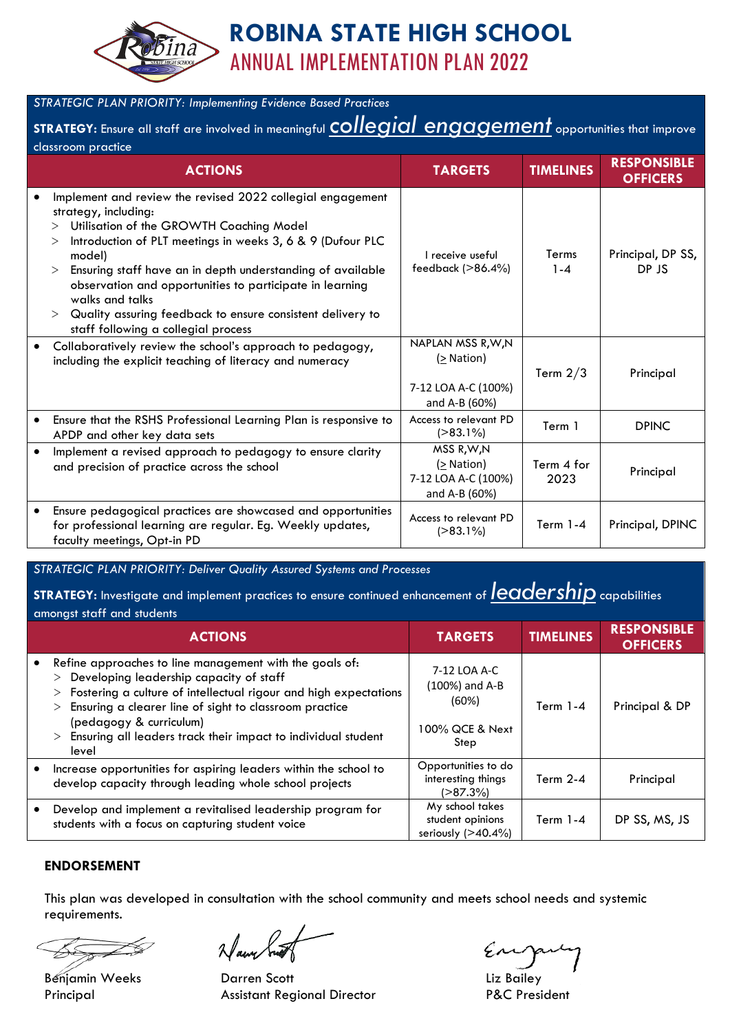# ROBINA STATE HIGH SCHOOL

## ANNUAL IMPLEMENTATION PLAN 2022

*STRATEGIC PLAN PRIORITY: Implementing Evidence Based Practices*

**STRATEGY:** Ensure all staff are involved in meaningful ***collegial engagement*** opportunities that improve classroom practice

| ACTIONS | TARGETS | TIMELINES | RESPONSIBLE OFFICERS |
|---|---|---|---|
| • Implement and review the revised 2022 collegial engagement strategy, including:<br>> Utilisation of the GROWTH Coaching Model<br>> Introduction of PLT meetings in weeks 3, 6 & 9 (Dufour PLC model)<br>> Ensuring staff have an in depth understanding of available observation and opportunities to participate in learning walks and talks<br>> Quality assuring feedback to ensure consistent delivery to staff following a collegial process | I receive useful feedback (>86.4%) | Terms 1-4 | Principal, DP SS, DP JS |
| • Collaboratively review the school's approach to pedagogy, including the explicit teaching of literacy and numeracy | NAPLAN MSS R,W,N (≥ Nation)<br><br>7-12 LOA A-C (100%) and A-B (60%) | Term 2/3 | Principal |
| • Ensure that the RSHS Professional Learning Plan is responsive to APDP and other key data sets | Access to relevant PD (>83.1%) | Term 1 | DPINC |
| • Implement a revised approach to pedagogy to ensure clarity and precision of practice across the school | MSS R,W,N (≥ Nation)<br>7-12 LOA A-C (100%) and A-B (60%) | Term 4 for 2023 | Principal |
| • Ensure pedagogical practices are showcased and opportunities for professional learning are regular. Eg. Weekly updates, faculty meetings, Opt-in PD | Access to relevant PD (>83.1%) | Term 1-4 | Principal, DPINC |

*STRATEGIC PLAN PRIORITY: Deliver Quality Assured Systems and Processes*

**STRATEGY:** Investigate and implement practices to ensure continued enhancement of ***leadership*** capabilities amongst staff and students

| ACTIONS | TARGETS | TIMELINES | RESPONSIBLE OFFICERS |
|---|---|---|---|
| • Refine approaches to line management with the goals of:<br>> Developing leadership capacity of staff<br>> Fostering a culture of intellectual rigour and high expectations<br>> Ensuring a clearer line of sight to classroom practice (pedagogy & curriculum)<br>> Ensuring all leaders track their impact to individual student level | 7-12 LOA A-C (100%) and A-B (60%)<br><br>100% QCE & Next Step | Term 1-4 | Principal & DP |
| • Increase opportunities for aspiring leaders within the school to develop capacity through leading whole school projects | Opportunities to do interesting things (>87.3%) | Term 2-4 | Principal |
| • Develop and implement a revitalised leadership program for students with a focus on capturing student voice | My school takes student opinions seriously (>40.4%) | Term 1-4 | DP SS, MS, JS |

**ENDORSEMENT**

This plan was developed in consultation with the school community and meets school needs and systemic requirements.

Benjamin Weeks
Principal

Darren Scott
Assistant Regional Director

Liz Bailey
P&C President